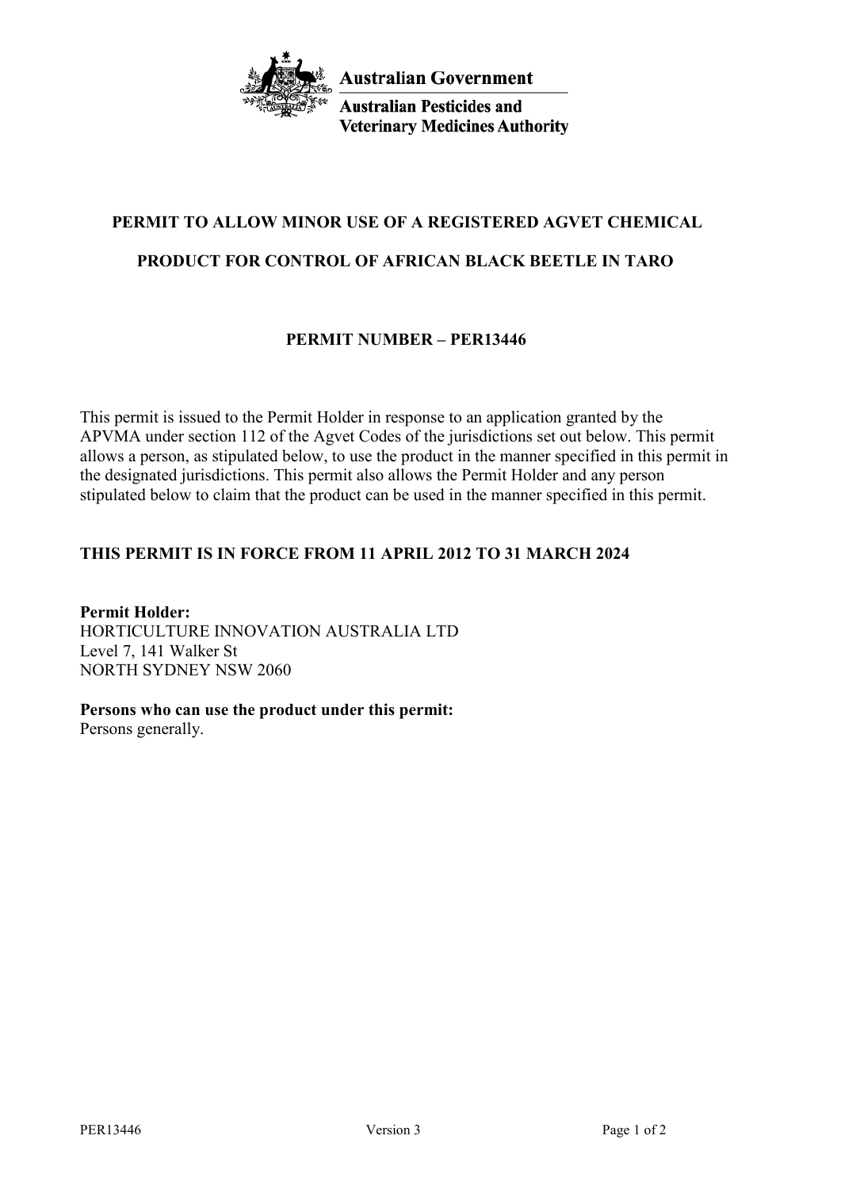Australian Government

Australian Pesticides and Veterinary Medicines Authority

# PERMIT TO ALLOW MINOR USE OF A REGISTERED AGVET CHEMICAL PRODUCT FOR CONTROL OF AFRICAN BLACK BEETLE IN TARO

## PERMIT NUMBER – PER13446

This permit is issued to the Permit Holder in response to an application granted by the APVMA under section 112 of the Agvet Codes of the jurisdictions set out below. This permit allows a person, as stipulated below, to use the product in the manner specified in this permit in the designated jurisdictions. This permit also allows the Permit Holder and any person stipulated below to claim that the product can be used in the manner specified in this permit.

**THIS PERMIT IS IN FORCE FROM 11 APRIL 2012 TO 31 MARCH 2024**

**Permit Holder:**
HORTICULTURE INNOVATION AUSTRALIA LTD
Level 7, 141 Walker St
NORTH SYDNEY NSW 2060

**Persons who can use the product under this permit:**
Persons generally.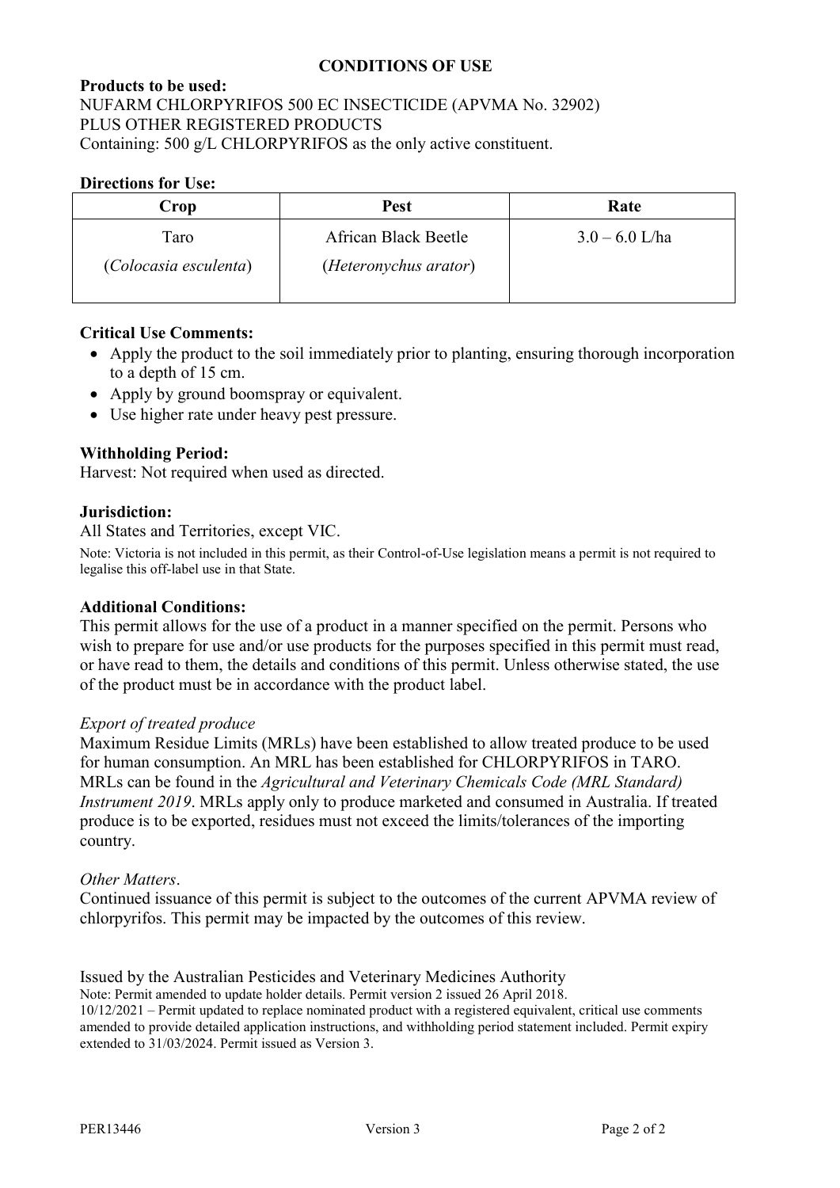## CONDITIONS OF USE

**Products to be used:**
NUFARM CHLORPYRIFOS 500 EC INSECTICIDE (APVMA No. 32902)
PLUS OTHER REGISTERED PRODUCTS
Containing: 500 g/L CHLORPYRIFOS as the only active constituent.

**Directions for Use:**

| Crop | Pest | Rate |
|---|---|---|
| Taro (*Colocasia esculenta*) | African Black Beetle (*Heteronychus arator*) | 3.0 – 6.0 L/ha |

**Critical Use Comments:**

- Apply the product to the soil immediately prior to planting, ensuring thorough incorporation to a depth of 15 cm.
- Apply by ground boomspray or equivalent.
- Use higher rate under heavy pest pressure.

**Withholding Period:**
Harvest: Not required when used as directed.

**Jurisdiction:**
All States and Territories, except VIC.

Note: Victoria is not included in this permit, as their Control-of-Use legislation means a permit is not required to legalise this off-label use in that State.

**Additional Conditions:**
This permit allows for the use of a product in a manner specified on the permit. Persons who wish to prepare for use and/or use products for the purposes specified in this permit must read, or have read to them, the details and conditions of this permit. Unless otherwise stated, the use of the product must be in accordance with the product label.

*Export of treated produce*
Maximum Residue Limits (MRLs) have been established to allow treated produce to be used for human consumption. An MRL has been established for CHLORPYRIFOS in TARO. MRLs can be found in the *Agricultural and Veterinary Chemicals Code (MRL Standard) Instrument 2019*. MRLs apply only to produce marketed and consumed in Australia. If treated produce is to be exported, residues must not exceed the limits/tolerances of the importing country.

*Other Matters*.
Continued issuance of this permit is subject to the outcomes of the current APVMA review of chlorpyrifos. This permit may be impacted by the outcomes of this review.

Issued by the Australian Pesticides and Veterinary Medicines Authority

Note: Permit amended to update holder details. Permit version 2 issued 26 April 2018.
10/12/2021 – Permit updated to replace nominated product with a registered equivalent, critical use comments amended to provide detailed application instructions, and withholding period statement included. Permit expiry extended to 31/03/2024. Permit issued as Version 3.